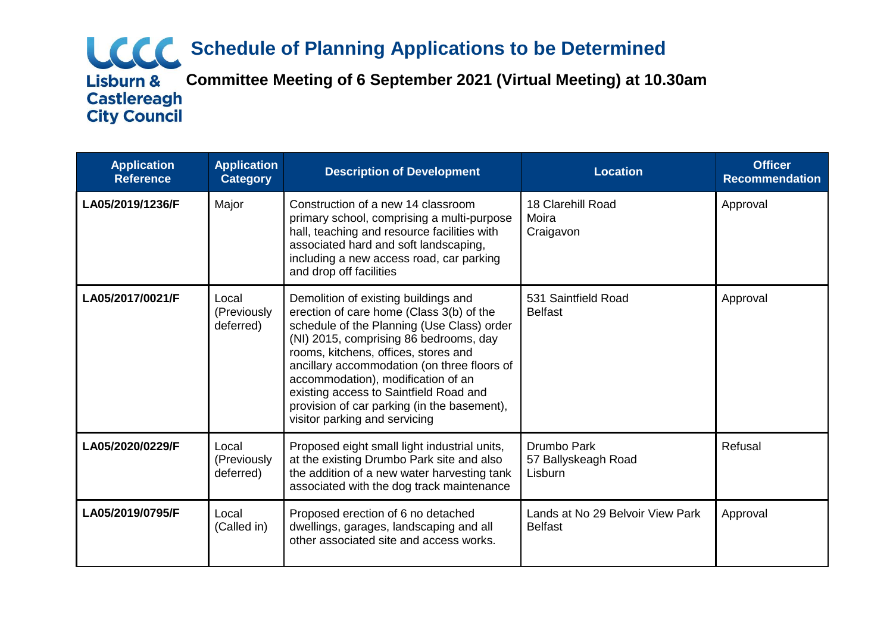# Schedule of Planning Applications to be Determined

## Committee Meeting of 6 September 2021 (Virtual Meeting) at 10.30am

| Application Reference | Application Category | Description of Development | Location | Officer Recommendation |
|---|---|---|---|---|
| **LA05/2019/1236/F** | Major | Construction of a new 14 classroom primary school, comprising a multi-purpose hall, teaching and resource facilities with associated hard and soft landscaping, including a new access road, car parking and drop off facilities | 18 Clarehill Road Moira Craigavon | Approval |
| **LA05/2017/0021/F** | Local (Previously deferred) | Demolition of existing buildings and erection of care home (Class 3(b) of the schedule of the Planning (Use Class) order (NI) 2015, comprising 86 bedrooms, day rooms, kitchens, offices, stores and ancillary accommodation (on three floors of accommodation), modification of an existing access to Saintfield Road and provision of car parking (in the basement), visitor parking and servicing | 531 Saintfield Road Belfast | Approval |
| **LA05/2020/0229/F** | Local (Previously deferred) | Proposed eight small light industrial units, at the existing Drumbo Park site and also the addition of a new water harvesting tank associated with the dog track maintenance | Drumbo Park 57 Ballyskeagh Road Lisburn | Refusal |
| **LA05/2019/0795/F** | Local (Called in) | Proposed erection of 6 no detached dwellings, garages, landscaping and all other associated site and access works. | Lands at No 29 Belvoir View Park Belfast | Approval |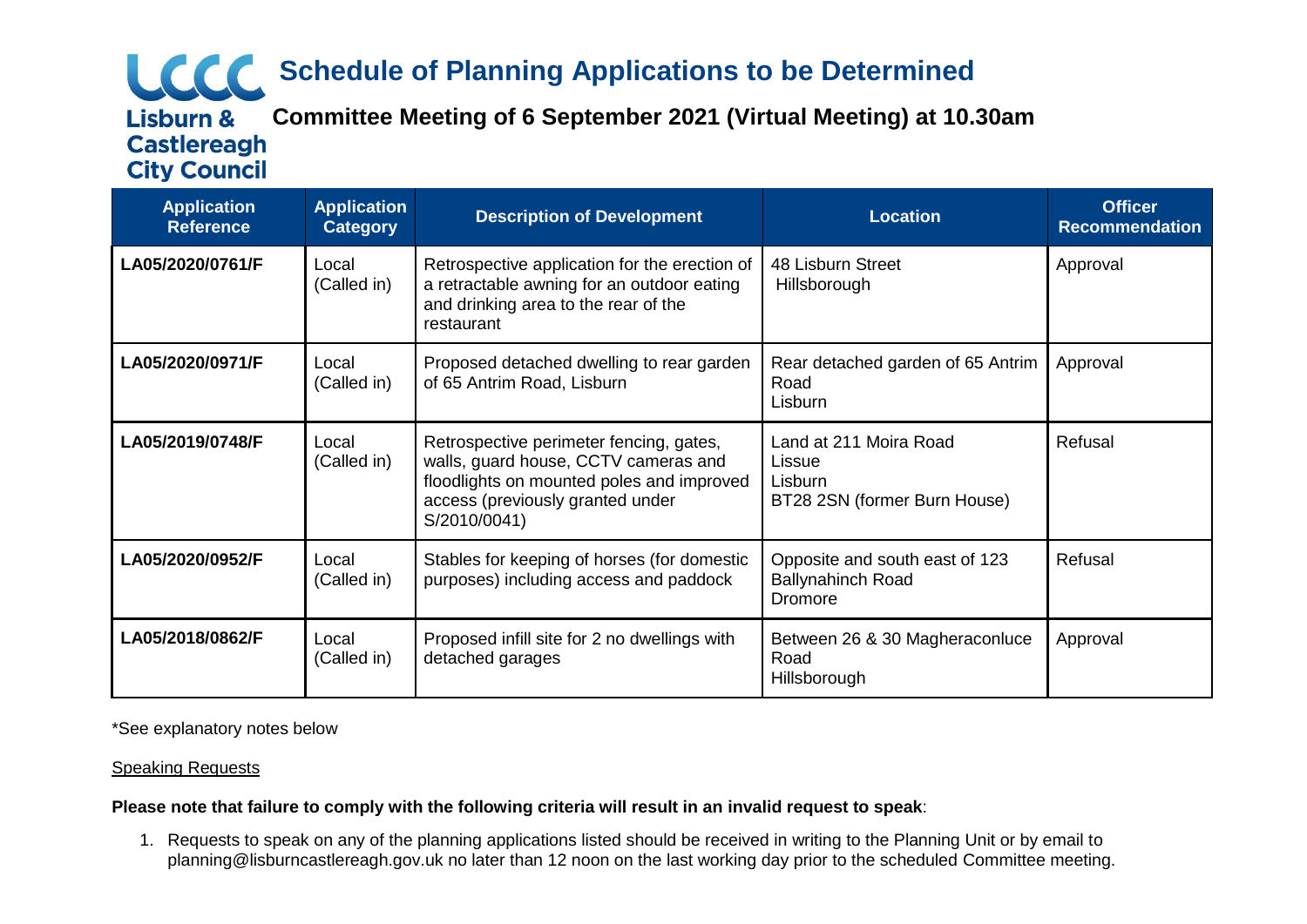# Schedule of Planning Applications to be Determined

## Committee Meeting of 6 September 2021 (Virtual Meeting) at 10.30am

Lisburn & Castlereagh City Council

| Application Reference | Application Category | Description of Development | Location | Officer Recommendation |
|---|---|---|---|---|
| **LA05/2020/0761/F** | Local (Called in) | Retrospective application for the erection of a retractable awning for an outdoor eating and drinking area to the rear of the restaurant | 48 Lisburn Street Hillsborough | Approval |
| **LA05/2020/0971/F** | Local (Called in) | Proposed detached dwelling to rear garden of 65 Antrim Road, Lisburn | Rear detached garden of 65 Antrim Road Lisburn | Approval |
| **LA05/2019/0748/F** | Local (Called in) | Retrospective perimeter fencing, gates, walls, guard house, CCTV cameras and floodlights on mounted poles and improved access (previously granted under S/2010/0041) | Land at 211 Moira Road Lissue Lisburn BT28 2SN (former Burn House) | Refusal |
| **LA05/2020/0952/F** | Local (Called in) | Stables for keeping of horses (for domestic purposes) including access and paddock | Opposite and south east of 123 Ballynahinch Road Dromore | Refusal |
| **LA05/2018/0862/F** | Local (Called in) | Proposed infill site for 2 no dwellings with detached garages | Between 26 & 30 Magheraconluce Road Hillsborough | Approval |

*See explanatory notes below

<u>Speaking Requests</u>

**Please note that failure to comply with the following criteria will result in an invalid request to speak**:

1. Requests to speak on any of the planning applications listed should be received in writing to the Planning Unit or by email to planning@lisburncastlereagh.gov.uk no later than 12 noon on the last working day prior to the scheduled Committee meeting.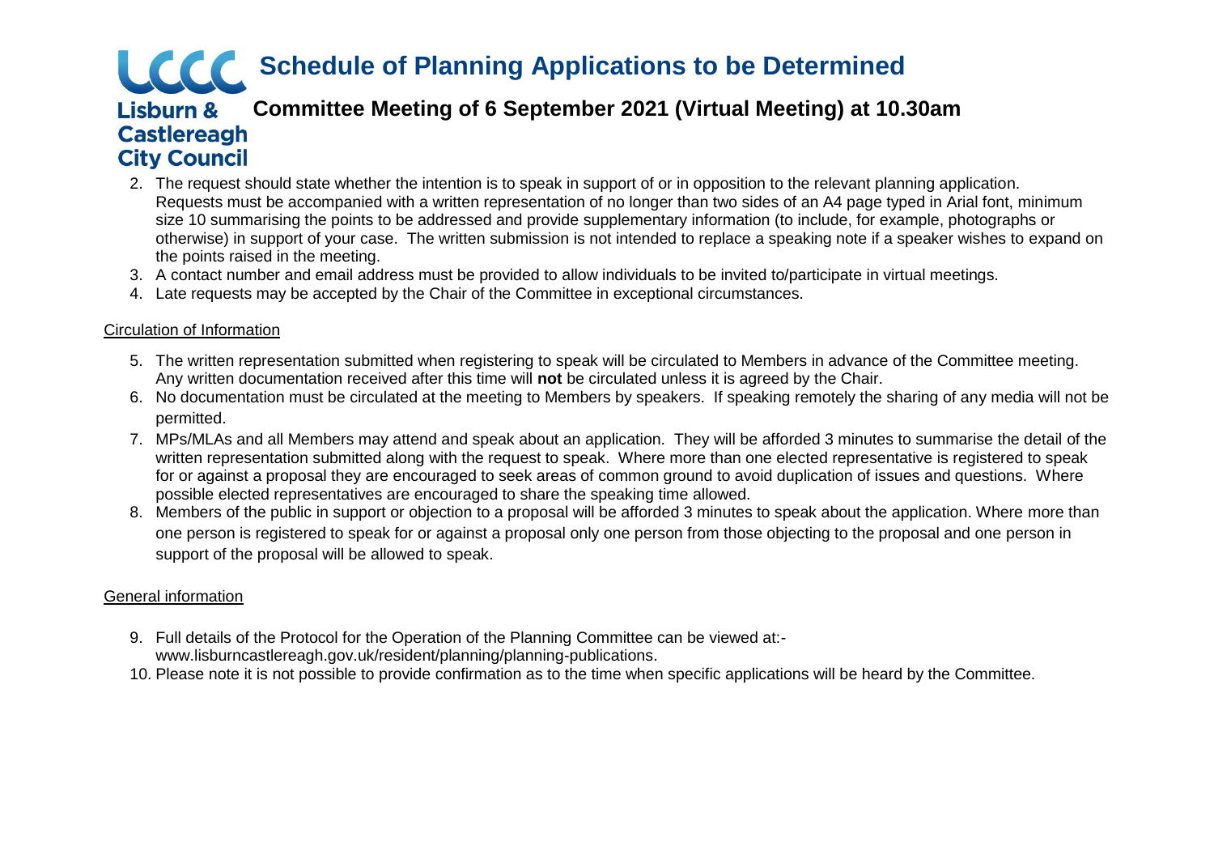2. The request should state whether the intention is to speak in support of or in opposition to the relevant planning application. Requests must be accompanied with a written representation of no longer than two sides of an A4 page typed in Arial font, minimum size 10 summarising the points to be addressed and provide supplementary information (to include, for example, photographs or otherwise) in support of your case. The written submission is not intended to replace a speaking note if a speaker wishes to expand on the points raised in the meeting.
3. A contact number and email address must be provided to allow individuals to be invited to/participate in virtual meetings.
4. Late requests may be accepted by the Chair of the Committee in exceptional circumstances.

<u>Circulation of Information</u>

5. The written representation submitted when registering to speak will be circulated to Members in advance of the Committee meeting. Any written documentation received after this time will **not** be circulated unless it is agreed by the Chair.
6. No documentation must be circulated at the meeting to Members by speakers. If speaking remotely the sharing of any media will not be permitted.
7. MPs/MLAs and all Members may attend and speak about an application. They will be afforded 3 minutes to summarise the detail of the written representation submitted along with the request to speak. Where more than one elected representative is registered to speak for or against a proposal they are encouraged to seek areas of common ground to avoid duplication of issues and questions. Where possible elected representatives are encouraged to share the speaking time allowed.
8. Members of the public in support or objection to a proposal will be afforded 3 minutes to speak about the application. Where more than one person is registered to speak for or against a proposal only one person from those objecting to the proposal and one person in support of the proposal will be allowed to speak.

<u>General information</u>

9. Full details of the Protocol for the Operation of the Planning Committee can be viewed at:- www.lisburncastlereagh.gov.uk/resident/planning/planning-publications.
10. Please note it is not possible to provide confirmation as to the time when specific applications will be heard by the Committee.